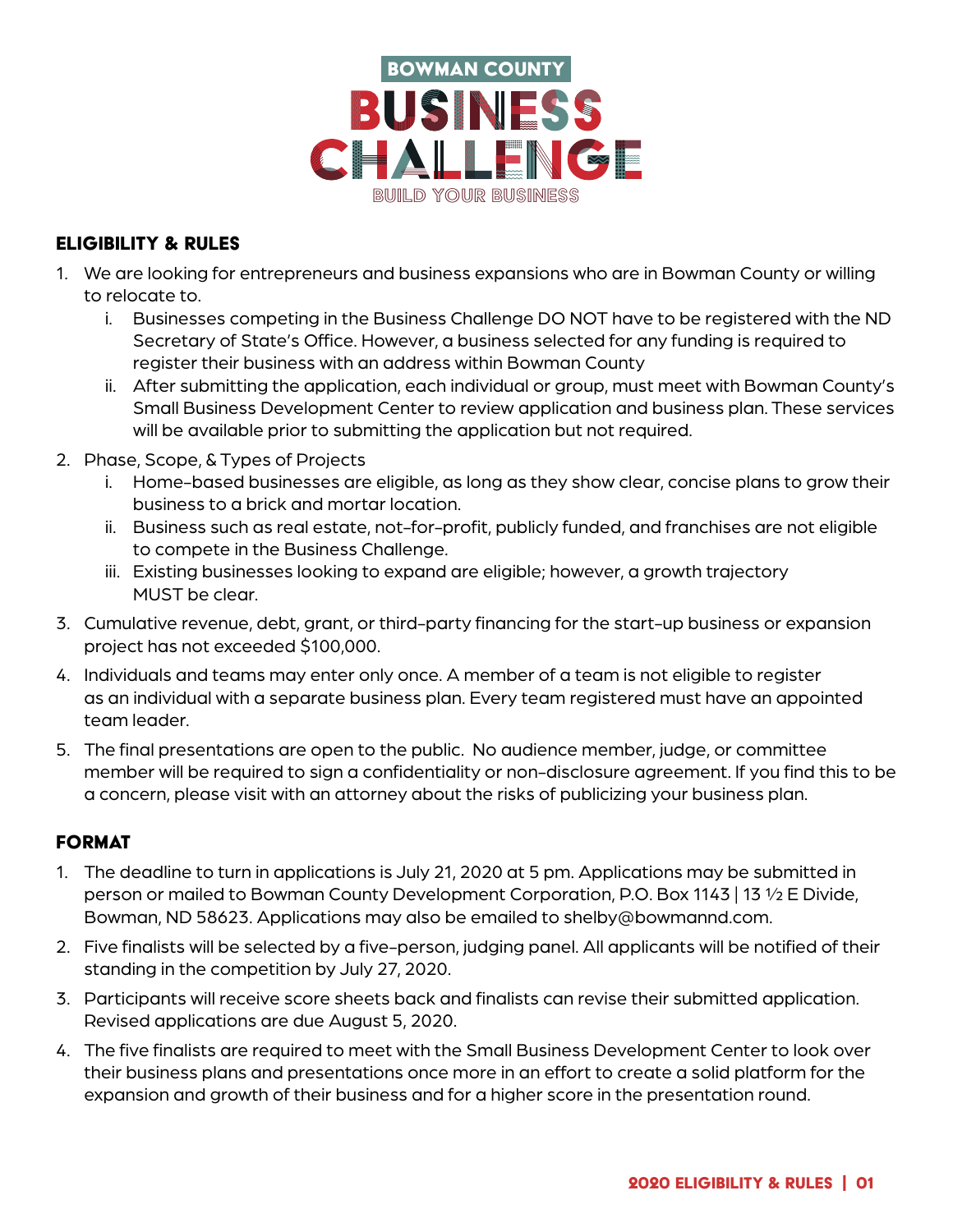# BOWMAN COUNTY BUSINESS CHALLENGE

BUILD YOUR BUSINESS

## ELIGIBILITY & RULES

1. We are looking for entrepreneurs and business expansions who are in Bowman County or willing to relocate to.
   i. Businesses competing in the Business Challenge DO NOT have to be registered with the ND Secretary of State's Office. However, a business selected for any funding is required to register their business with an address within Bowman County
   ii. After submitting the application, each individual or group, must meet with Bowman County's Small Business Development Center to review application and business plan. These services will be available prior to submitting the application but not required.
2. Phase, Scope, & Types of Projects
   i. Home-based businesses are eligible, as long as they show clear, concise plans to grow their business to a brick and mortar location.
   ii. Business such as real estate, not-for-profit, publicly funded, and franchises are not eligible to compete in the Business Challenge.
   iii. Existing businesses looking to expand are eligible; however, a growth trajectory MUST be clear.
3. Cumulative revenue, debt, grant, or third-party financing for the start-up business or expansion project has not exceeded $100,000.
4. Individuals and teams may enter only once. A member of a team is not eligible to register as an individual with a separate business plan. Every team registered must have an appointed team leader.
5. The final presentations are open to the public. No audience member, judge, or committee member will be required to sign a confidentiality or non-disclosure agreement. If you find this to be a concern, please visit with an attorney about the risks of publicizing your business plan.

## FORMAT

1. The deadline to turn in applications is July 21, 2020 at 5 pm. Applications may be submitted in person or mailed to Bowman County Development Corporation, P.O. Box 1143 | 13 ½ E Divide, Bowman, ND 58623. Applications may also be emailed to shelby@bowmannd.com.
2. Five finalists will be selected by a five-person, judging panel. All applicants will be notified of their standing in the competition by July 27, 2020.
3. Participants will receive score sheets back and finalists can revise their submitted application. Revised applications are due August 5, 2020.
4. The five finalists are required to meet with the Small Business Development Center to look over their business plans and presentations once more in an effort to create a solid platform for the expansion and growth of their business and for a higher score in the presentation round.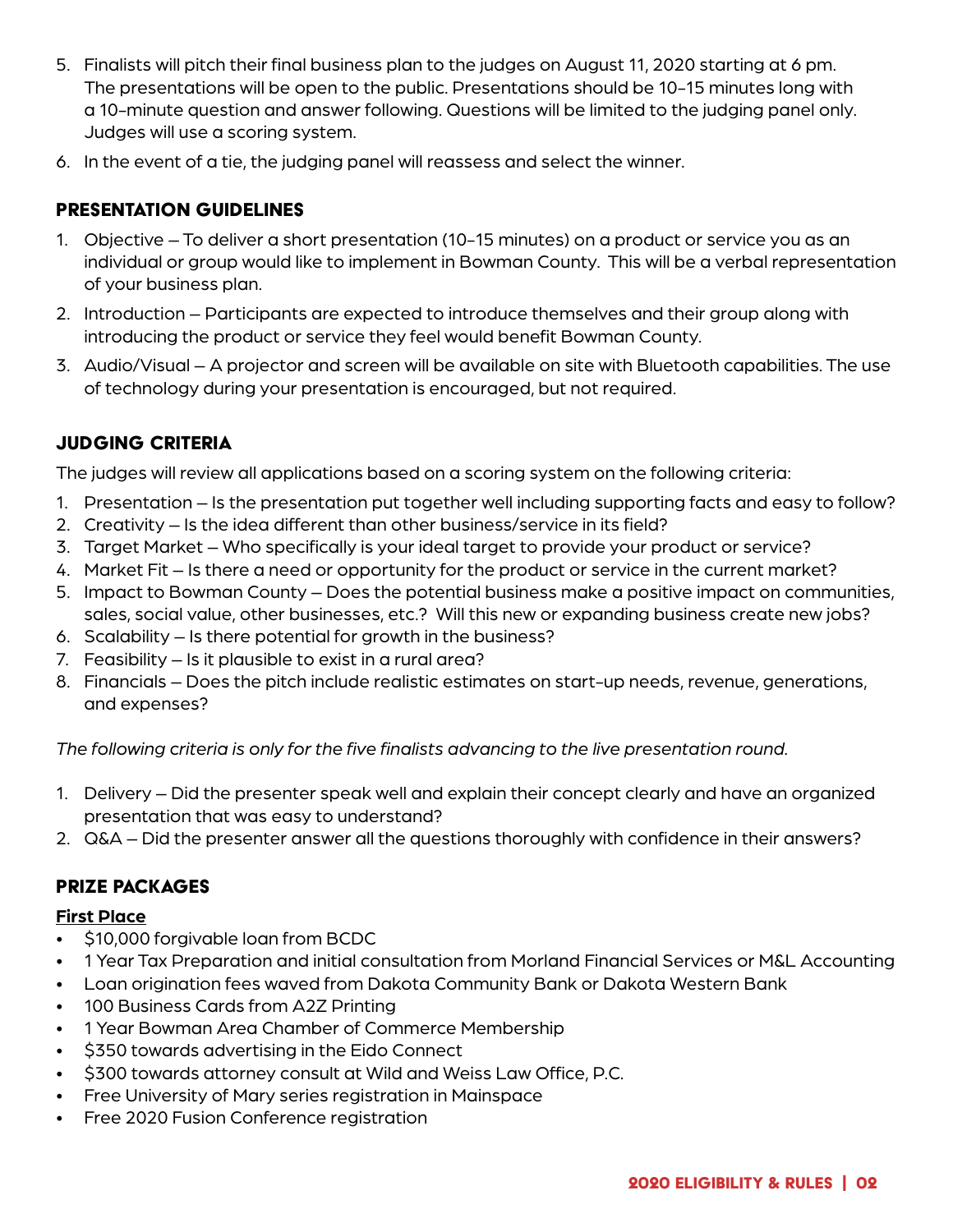5. Finalists will pitch their final business plan to the judges on August 11, 2020 starting at 6 pm. The presentations will be open to the public. Presentations should be 10-15 minutes long with a 10-minute question and answer following. Questions will be limited to the judging panel only. Judges will use a scoring system.
6. In the event of a tie, the judging panel will reassess and select the winner.

## PRESENTATION GUIDELINES

1. Objective – To deliver a short presentation (10-15 minutes) on a product or service you as an individual or group would like to implement in Bowman County. This will be a verbal representation of your business plan.
2. Introduction – Participants are expected to introduce themselves and their group along with introducing the product or service they feel would benefit Bowman County.
3. Audio/Visual – A projector and screen will be available on site with Bluetooth capabilities. The use of technology during your presentation is encouraged, but not required.

## JUDGING CRITERIA

The judges will review all applications based on a scoring system on the following criteria:

1. Presentation – Is the presentation put together well including supporting facts and easy to follow?
2. Creativity – Is the idea different than other business/service in its field?
3. Target Market – Who specifically is your ideal target to provide your product or service?
4. Market Fit – Is there a need or opportunity for the product or service in the current market?
5. Impact to Bowman County – Does the potential business make a positive impact on communities, sales, social value, other businesses, etc.? Will this new or expanding business create new jobs?
6. Scalability – Is there potential for growth in the business?
7. Feasibility – Is it plausible to exist in a rural area?
8. Financials – Does the pitch include realistic estimates on start-up needs, revenue, generations, and expenses?

*The following criteria is only for the five finalists advancing to the live presentation round.*

1. Delivery – Did the presenter speak well and explain their concept clearly and have an organized presentation that was easy to understand?
2. Q&A – Did the presenter answer all the questions thoroughly with confidence in their answers?

## PRIZE PACKAGES

**First Place**

- $10,000 forgivable loan from BCDC
- 1 Year Tax Preparation and initial consultation from Morland Financial Services or M&L Accounting
- Loan origination fees waved from Dakota Community Bank or Dakota Western Bank
- 100 Business Cards from A2Z Printing
- 1 Year Bowman Area Chamber of Commerce Membership
- $350 towards advertising in the Eido Connect
- $300 towards attorney consult at Wild and Weiss Law Office, P.C.
- Free University of Mary series registration in Mainspace
- Free 2020 Fusion Conference registration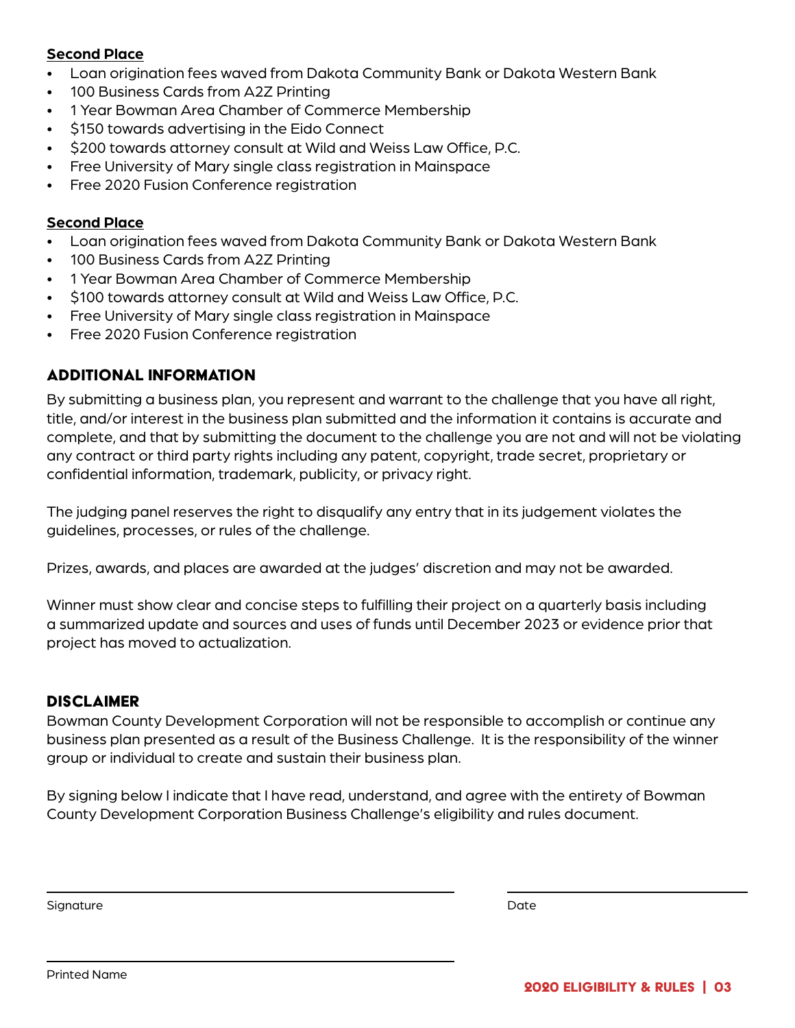**Second Place**

- Loan origination fees waved from Dakota Community Bank or Dakota Western Bank
- 100 Business Cards from A2Z Printing
- 1 Year Bowman Area Chamber of Commerce Membership
- $150 towards advertising in the Eido Connect
- $200 towards attorney consult at Wild and Weiss Law Office, P.C.
- Free University of Mary single class registration in Mainspace
- Free 2020 Fusion Conference registration

**Second Place**

- Loan origination fees waved from Dakota Community Bank or Dakota Western Bank
- 100 Business Cards from A2Z Printing
- 1 Year Bowman Area Chamber of Commerce Membership
- $100 towards attorney consult at Wild and Weiss Law Office, P.C.
- Free University of Mary single class registration in Mainspace
- Free 2020 Fusion Conference registration

## ADDITIONAL INFORMATION

By submitting a business plan, you represent and warrant to the challenge that you have all right, title, and/or interest in the business plan submitted and the information it contains is accurate and complete, and that by submitting the document to the challenge you are not and will not be violating any contract or third party rights including any patent, copyright, trade secret, proprietary or confidential information, trademark, publicity, or privacy right.

The judging panel reserves the right to disqualify any entry that in its judgement violates the guidelines, processes, or rules of the challenge.

Prizes, awards, and places are awarded at the judges' discretion and may not be awarded.

Winner must show clear and concise steps to fulfilling their project on a quarterly basis including a summarized update and sources and uses of funds until December 2023 or evidence prior that project has moved to actualization.

## DISCLAIMER

Bowman County Development Corporation will not be responsible to accomplish or continue any business plan presented as a result of the Business Challenge. It is the responsibility of the winner group or individual to create and sustain their business plan.

By signing below I indicate that I have read, understand, and agree with the entirety of Bowman County Development Corporation Business Challenge's eligibility and rules document.

Signature

Date

Printed Name